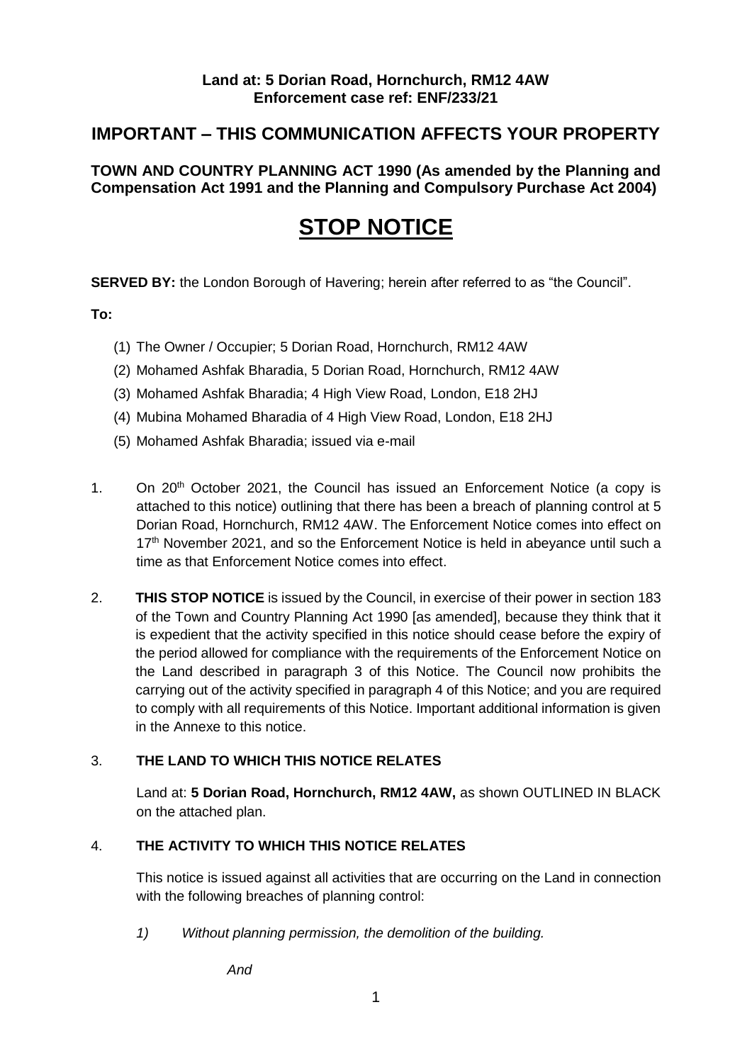**Land at: 5 Dorian Road, Hornchurch, RM12 4AW**
**Enforcement case ref: ENF/233/21**

## IMPORTANT – THIS COMMUNICATION AFFECTS YOUR PROPERTY

**TOWN AND COUNTRY PLANNING ACT 1990 (As amended by the Planning and Compensation Act 1991 and the Planning and Compulsory Purchase Act 2004)**

# STOP NOTICE

**SERVED BY:** the London Borough of Havering; herein after referred to as "the Council".

**To:**

(1) The Owner / Occupier; 5 Dorian Road, Hornchurch, RM12 4AW
(2) Mohamed Ashfak Bharadia, 5 Dorian Road, Hornchurch, RM12 4AW
(3) Mohamed Ashfak Bharadia; 4 High View Road, London, E18 2HJ
(4) Mubina Mohamed Bharadia of 4 High View Road, London, E18 2HJ
(5) Mohamed Ashfak Bharadia; issued via e-mail

1. On 20th October 2021, the Council has issued an Enforcement Notice (a copy is attached to this notice) outlining that there has been a breach of planning control at 5 Dorian Road, Hornchurch, RM12 4AW. The Enforcement Notice comes into effect on 17th November 2021, and so the Enforcement Notice is held in abeyance until such a time as that Enforcement Notice comes into effect.

2. **THIS STOP NOTICE** is issued by the Council, in exercise of their power in section 183 of the Town and Country Planning Act 1990 [as amended], because they think that it is expedient that the activity specified in this notice should cease before the expiry of the period allowed for compliance with the requirements of the Enforcement Notice on the Land described in paragraph 3 of this Notice. The Council now prohibits the carrying out of the activity specified in paragraph 4 of this Notice; and you are required to comply with all requirements of this Notice. Important additional information is given in the Annexe to this notice.

3. **THE LAND TO WHICH THIS NOTICE RELATES**

   Land at: **5 Dorian Road, Hornchurch, RM12 4AW,** as shown OUTLINED IN BLACK on the attached plan.

4. **THE ACTIVITY TO WHICH THIS NOTICE RELATES**

   This notice is issued against all activities that are occurring on the Land in connection with the following breaches of planning control:

   *1) Without planning permission, the demolition of the building.*

   *And*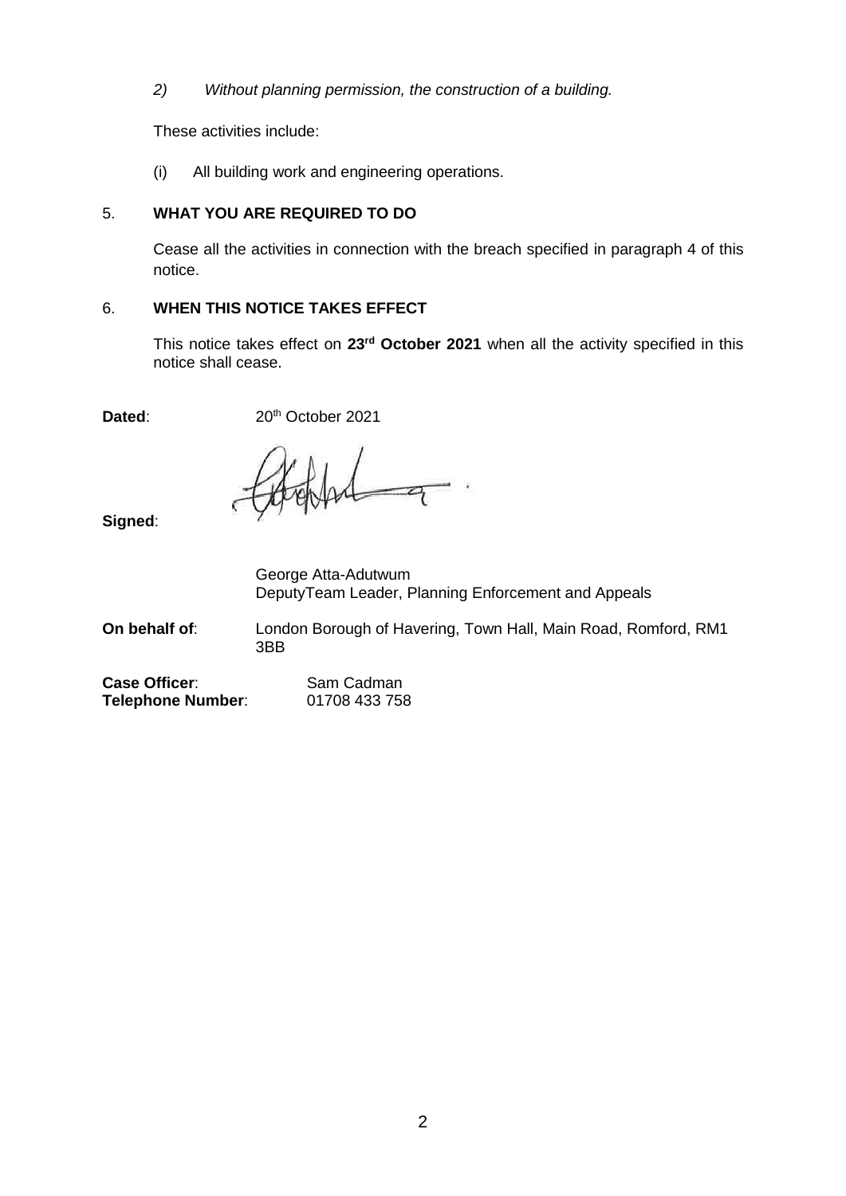*2) Without planning permission, the construction of a building.*

These activities include:

(i) All building work and engineering operations.

## 5. WHAT YOU ARE REQUIRED TO DO

Cease all the activities in connection with the breach specified in paragraph 4 of this notice.

## 6. WHEN THIS NOTICE TAKES EFFECT

This notice takes effect on **23rd October 2021** when all the activity specified in this notice shall cease.

**Dated**: 20th October 2021

**Signed**:

George Atta-Adutwum
DeputyTeam Leader, Planning Enforcement and Appeals

**On behalf of**: London Borough of Havering, Town Hall, Main Road, Romford, RM1 3BB

**Case Officer**: Sam Cadman
**Telephone Number**: 01708 433 758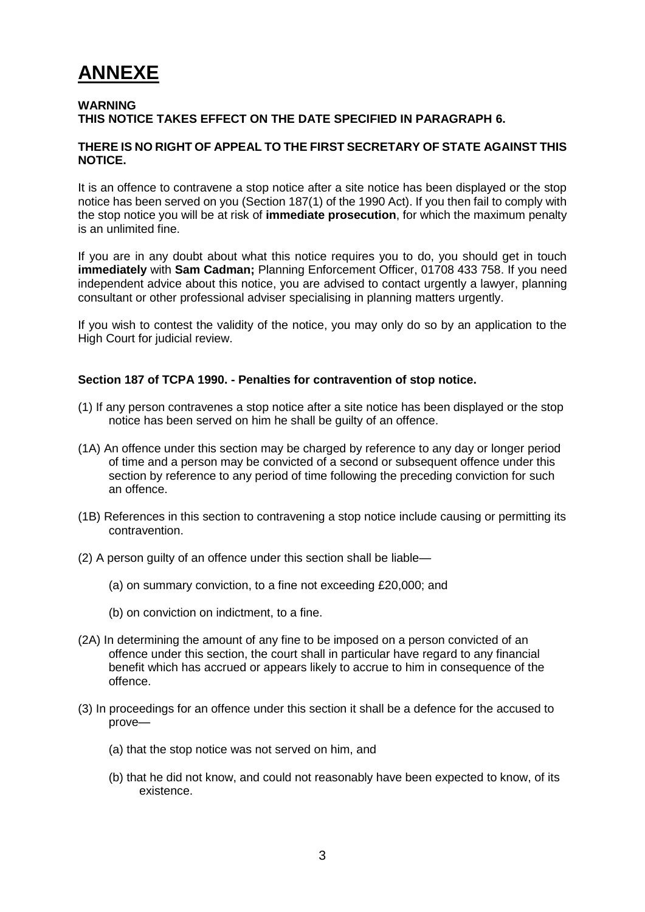# ANNEXE

**WARNING**
**THIS NOTICE TAKES EFFECT ON THE DATE SPECIFIED IN PARAGRAPH 6.**

**THERE IS NO RIGHT OF APPEAL TO THE FIRST SECRETARY OF STATE AGAINST THIS NOTICE.**

It is an offence to contravene a stop notice after a site notice has been displayed or the stop notice has been served on you (Section 187(1) of the 1990 Act). If you then fail to comply with the stop notice you will be at risk of **immediate prosecution**, for which the maximum penalty is an unlimited fine.

If you are in any doubt about what this notice requires you to do, you should get in touch **immediately** with **Sam Cadman;** Planning Enforcement Officer, 01708 433 758. If you need independent advice about this notice, you are advised to contact urgently a lawyer, planning consultant or other professional adviser specialising in planning matters urgently.

If you wish to contest the validity of the notice, you may only do so by an application to the High Court for judicial review.

**Section 187 of TCPA 1990. - Penalties for contravention of stop notice.**

(1) If any person contravenes a stop notice after a site notice has been displayed or the stop notice has been served on him he shall be guilty of an offence.

(1A) An offence under this section may be charged by reference to any day or longer period of time and a person may be convicted of a second or subsequent offence under this section by reference to any period of time following the preceding conviction for such an offence.

(1B) References in this section to contravening a stop notice include causing or permitting its contravention.

(2) A person guilty of an offence under this section shall be liable—

(a) on summary conviction, to a fine not exceeding £20,000; and

(b) on conviction on indictment, to a fine.

(2A) In determining the amount of any fine to be imposed on a person convicted of an offence under this section, the court shall in particular have regard to any financial benefit which has accrued or appears likely to accrue to him in consequence of the offence.

(3) In proceedings for an offence under this section it shall be a defence for the accused to prove—

(a) that the stop notice was not served on him, and

(b) that he did not know, and could not reasonably have been expected to know, of its existence.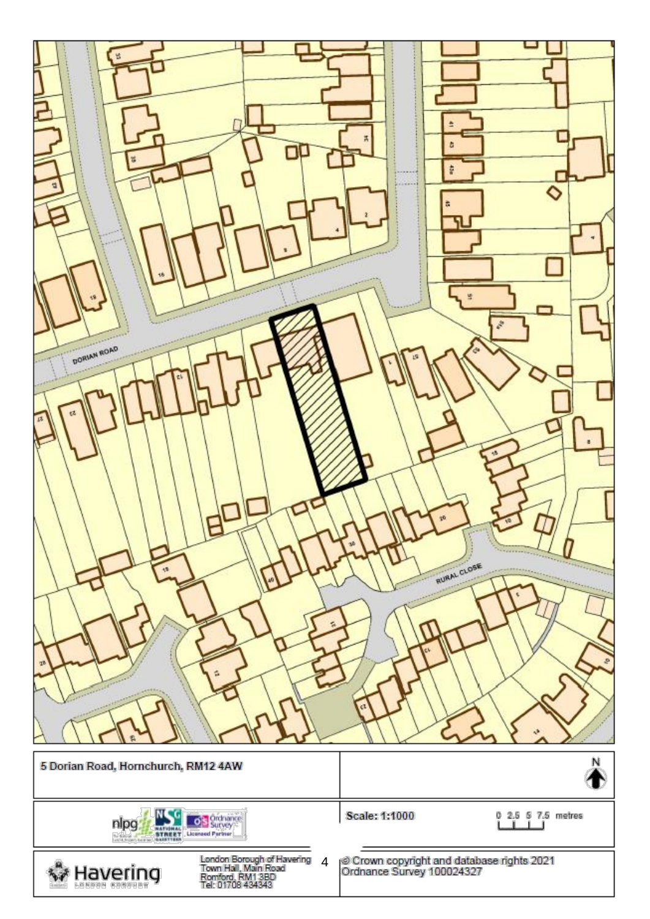DORIAN ROAD

RURAL CLOSE

5 Dorian Road, Hornchurch, RM12 4AW

N

nlpg NATIONAL STREET GAZETTEER Ordnance Survey Licensed Partner

Scale: 1:1000

0 2.5 5 7.5 metres

Havering LONDON BOROUGH

London Borough of Havering
Town Hall, Main Road
Romford, RM1 3BD
Tel: 01708 434343

© Crown copyright and database rights 2021
Ordnance Survey 100024327